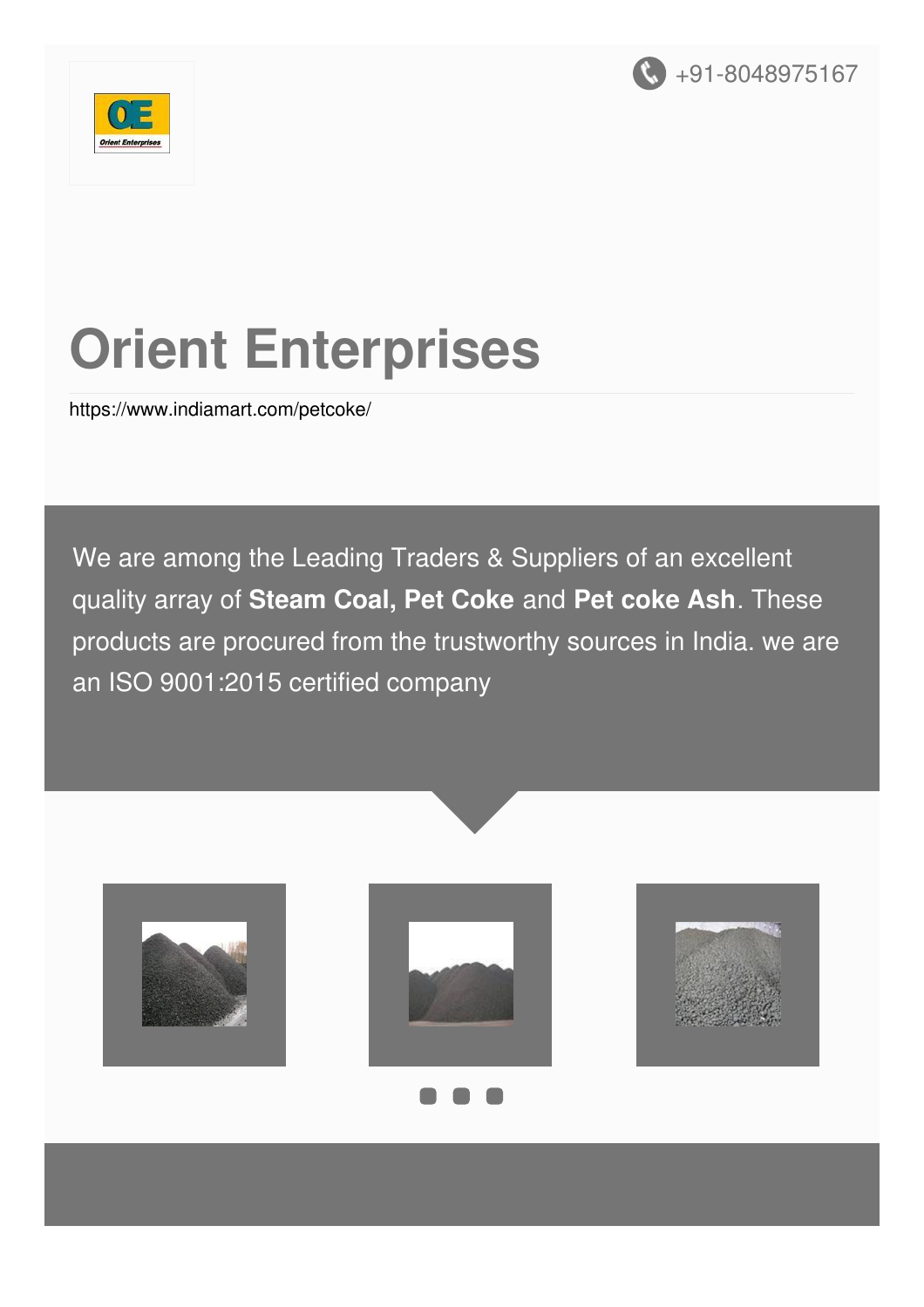+91-8048975167

# Orient Enterprises

https://www.indiamart.com/petcoke/

We are among the Leading Traders & Suppliers of an excellent quality array of **Steam Coal, Pet Coke** and **Pet coke Ash**. These products are procured from the trustworthy sources in India. we are an ISO 9001:2015 certified company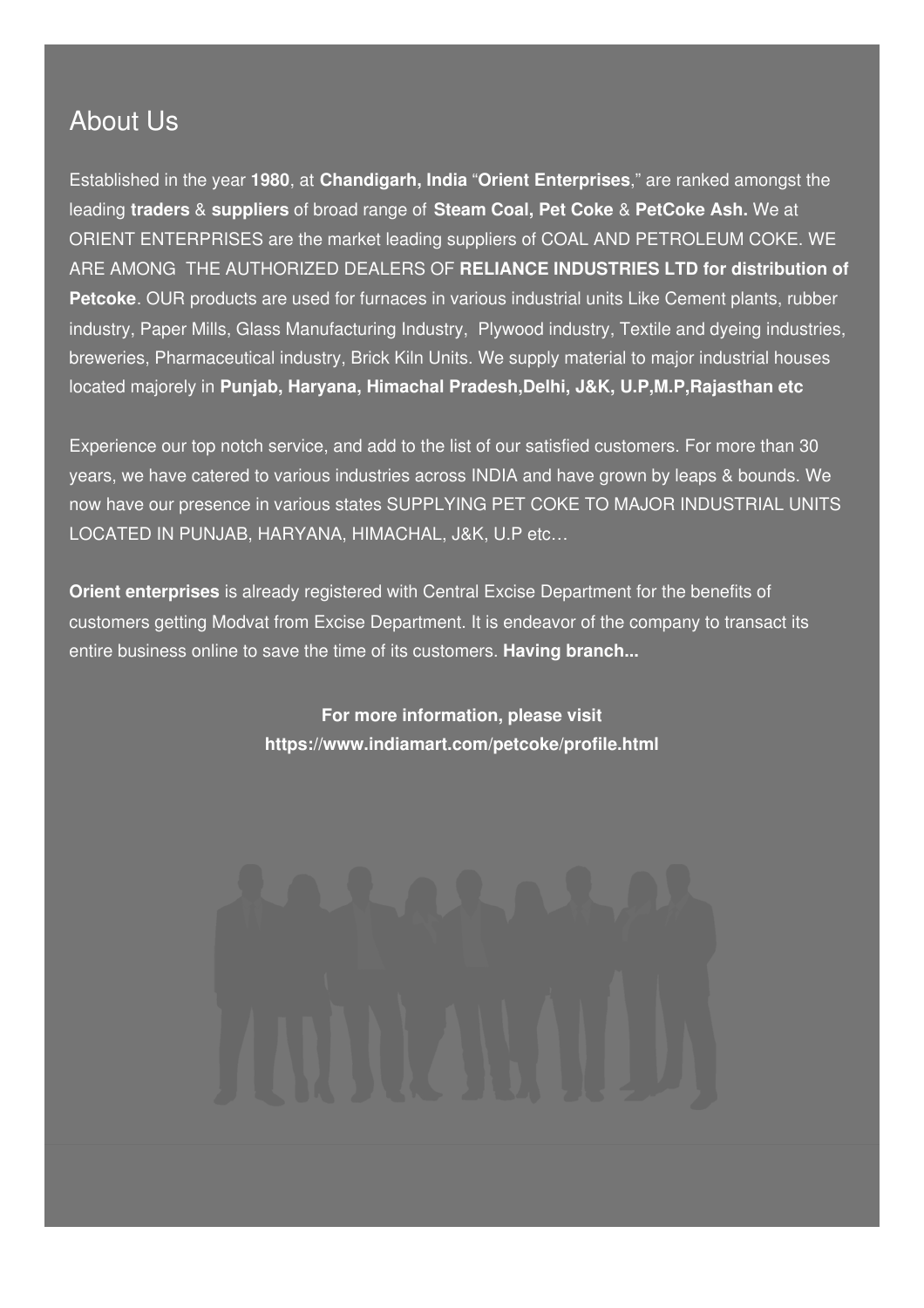## About Us

Established in the year **1980**, at **Chandigarh, India** "**Orient Enterprises**," are ranked amongst the leading **traders** & **suppliers** of broad range of **Steam Coal, Pet Coke** & **PetCoke Ash.** We at ORIENT ENTERPRISES are the market leading suppliers of COAL AND PETROLEUM COKE. WE ARE AMONG THE AUTHORIZED DEALERS OF **RELIANCE INDUSTRIES LTD for distribution of Petcoke**. OUR products are used for furnaces in various industrial units Like Cement plants, rubber industry, Paper Mills, Glass Manufacturing Industry, Plywood industry, Textile and dyeing industries, breweries, Pharmaceutical industry, Brick Kiln Units. We supply material to major industrial houses located majorely in **Punjab, Haryana, Himachal Pradesh,Delhi, J&K, U.P,M.P,Rajasthan etc**

Experience our top notch service, and add to the list of our satisfied customers. For more than 30 years, we have catered to various industries across INDIA and have grown by leaps & bounds. We now have our presence in various states SUPPLYING PET COKE TO MAJOR INDUSTRIAL UNITS LOCATED IN PUNJAB, HARYANA, HIMACHAL, J&K, U.P etc…

**Orient enterprises** is already registered with Central Excise Department for the benefits of customers getting Modvat from Excise Department. It is endeavor of the company to transact its entire business online to save the time of its customers. **Having branch...**

**For more information, please visit**
**https://www.indiamart.com/petcoke/profile.html**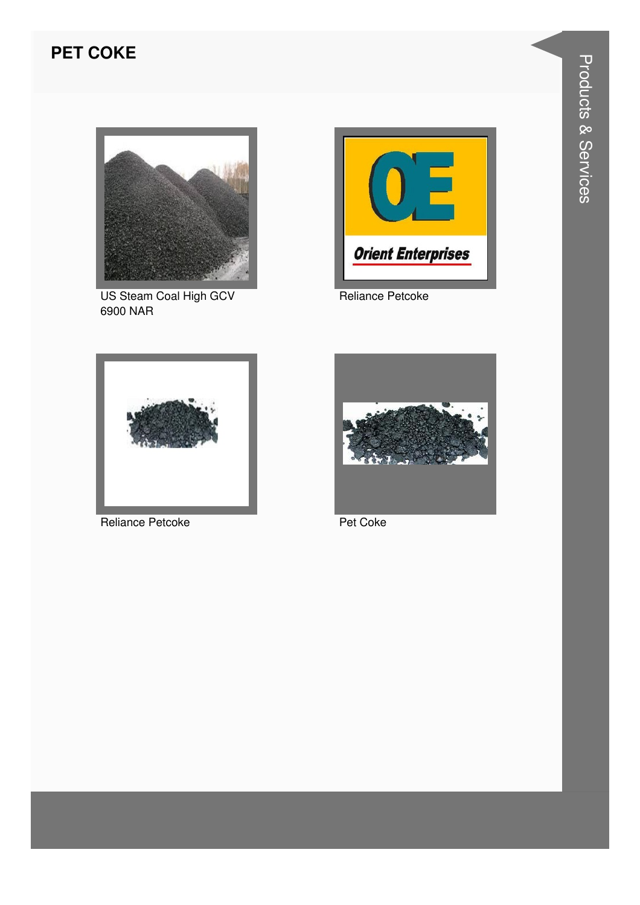## PET COKE

US Steam Coal High GCV 6900 NAR

Reliance Petcoke

Reliance Petcoke

Pet Coke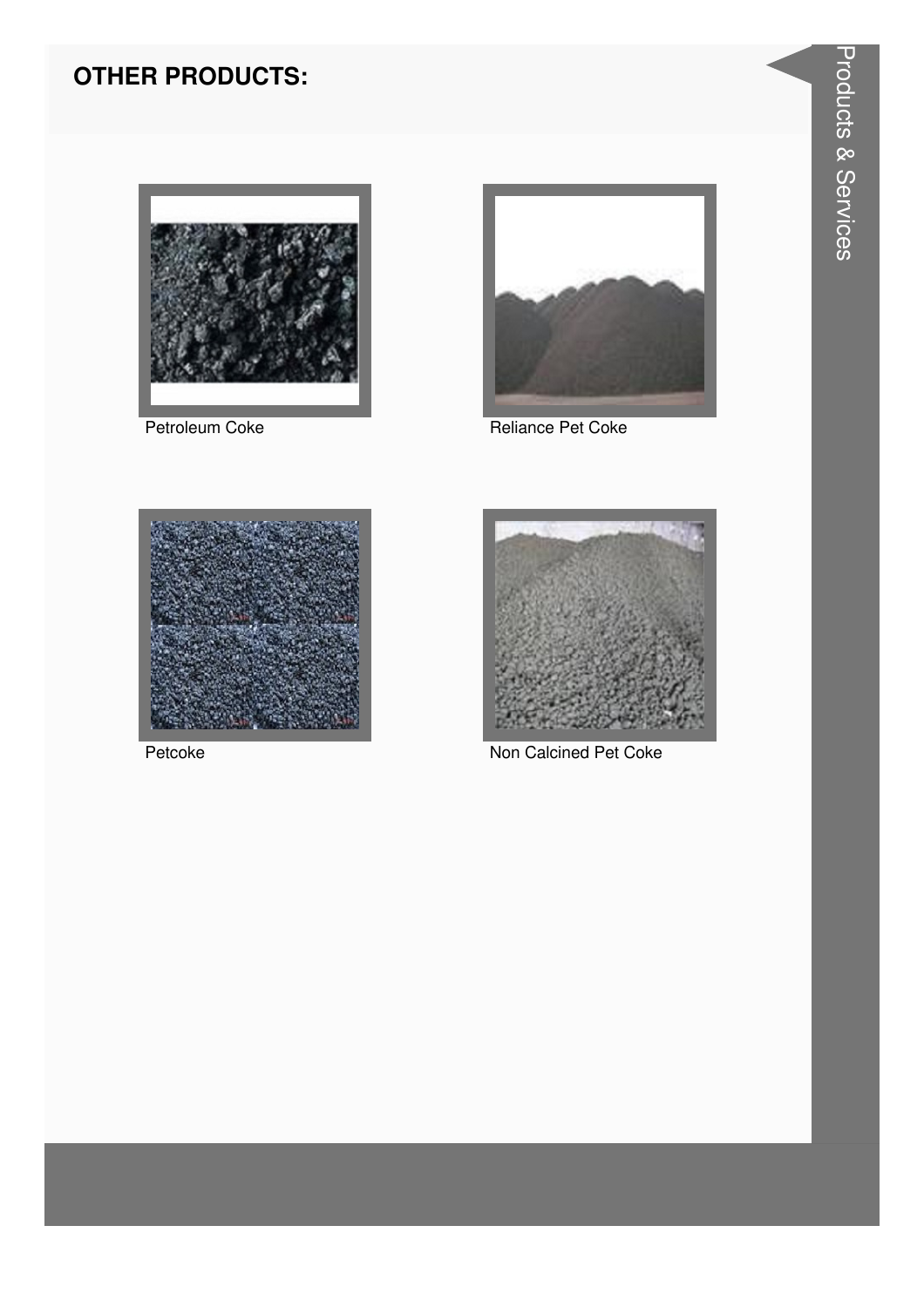## OTHER PRODUCTS:

Petroleum Coke

Reliance Pet Coke

Petcoke

Non Calcined Pet Coke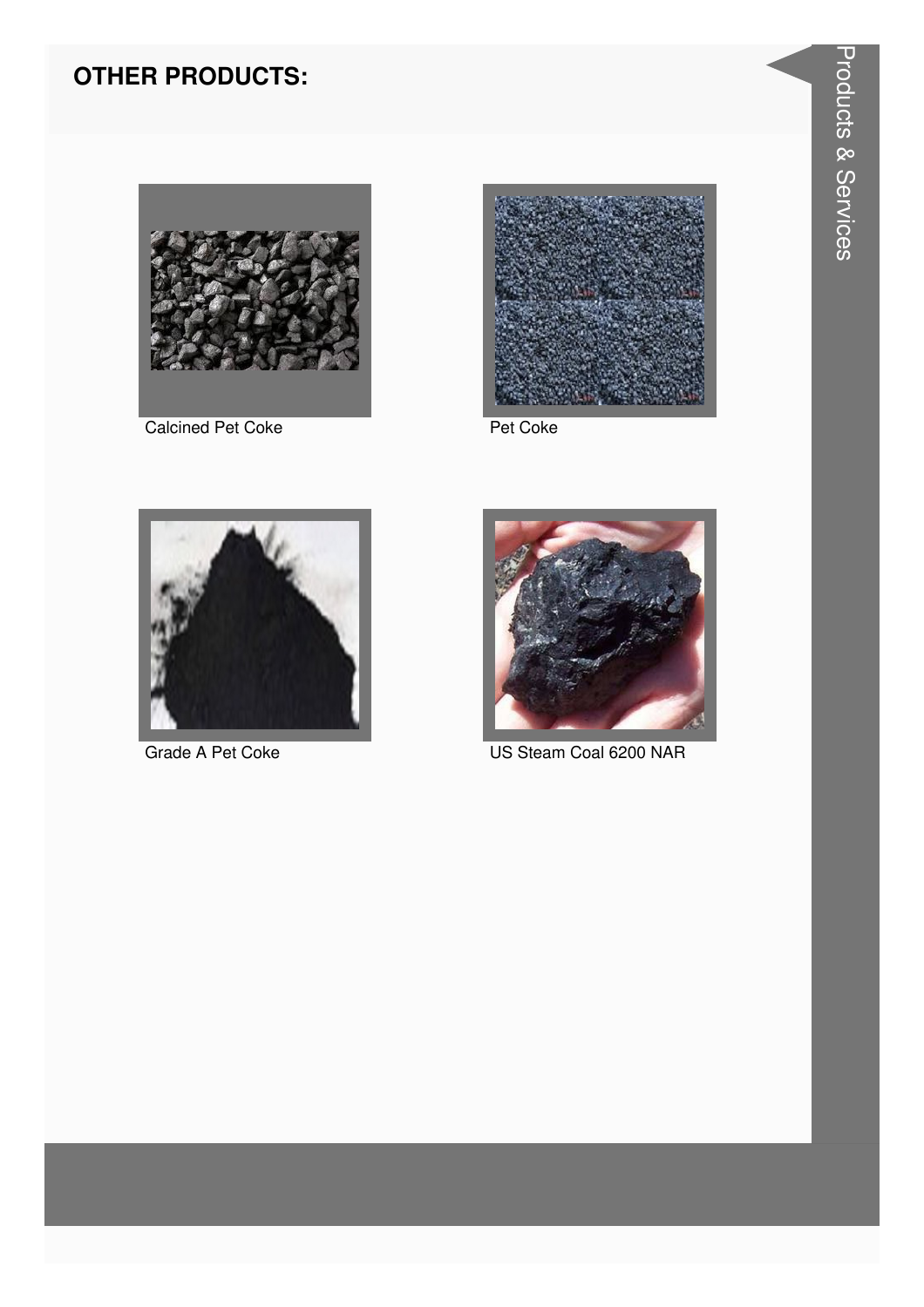## OTHER PRODUCTS:

Calcined Pet Coke

Pet Coke

Grade A Pet Coke

US Steam Coal 6200 NAR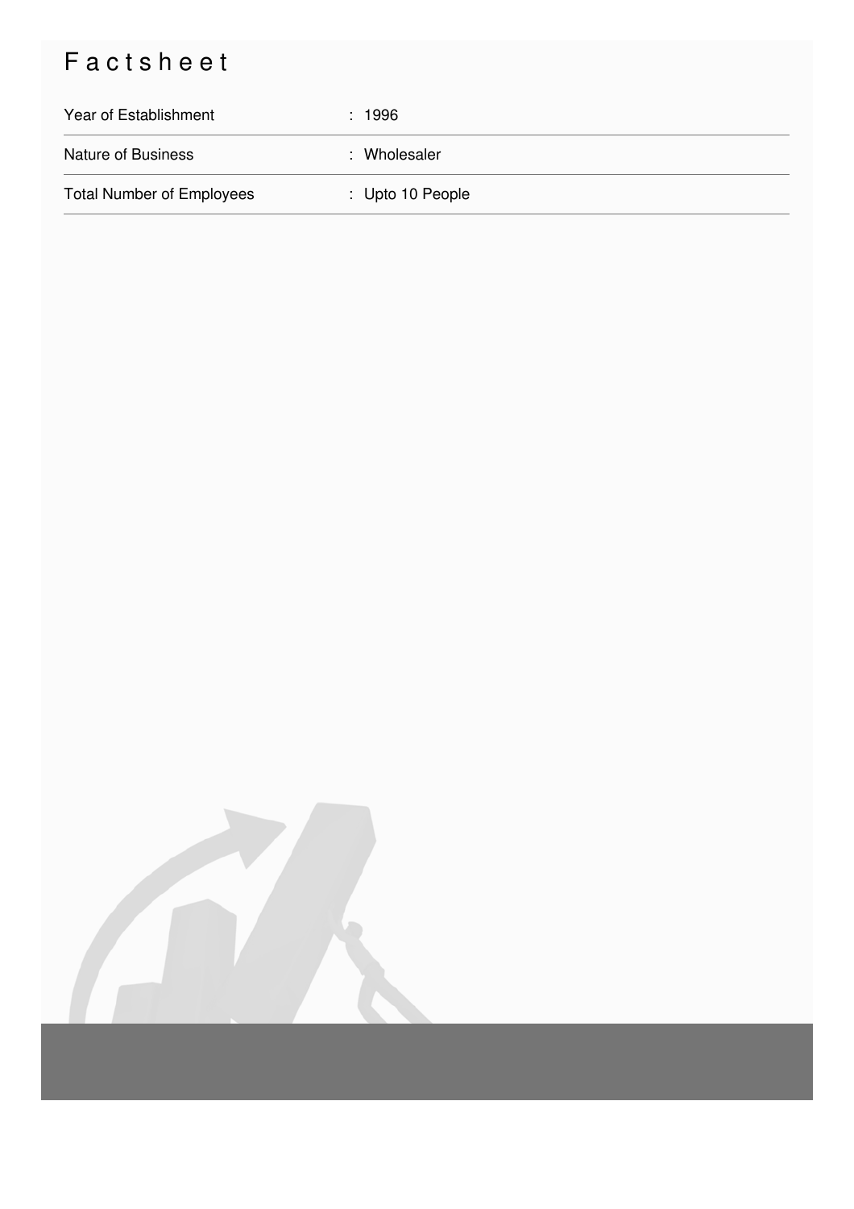# Factsheet

| | |
|---|---|
| Year of Establishment | : 1996 |
| Nature of Business | : Wholesaler |
| Total Number of Employees | : Upto 10 People |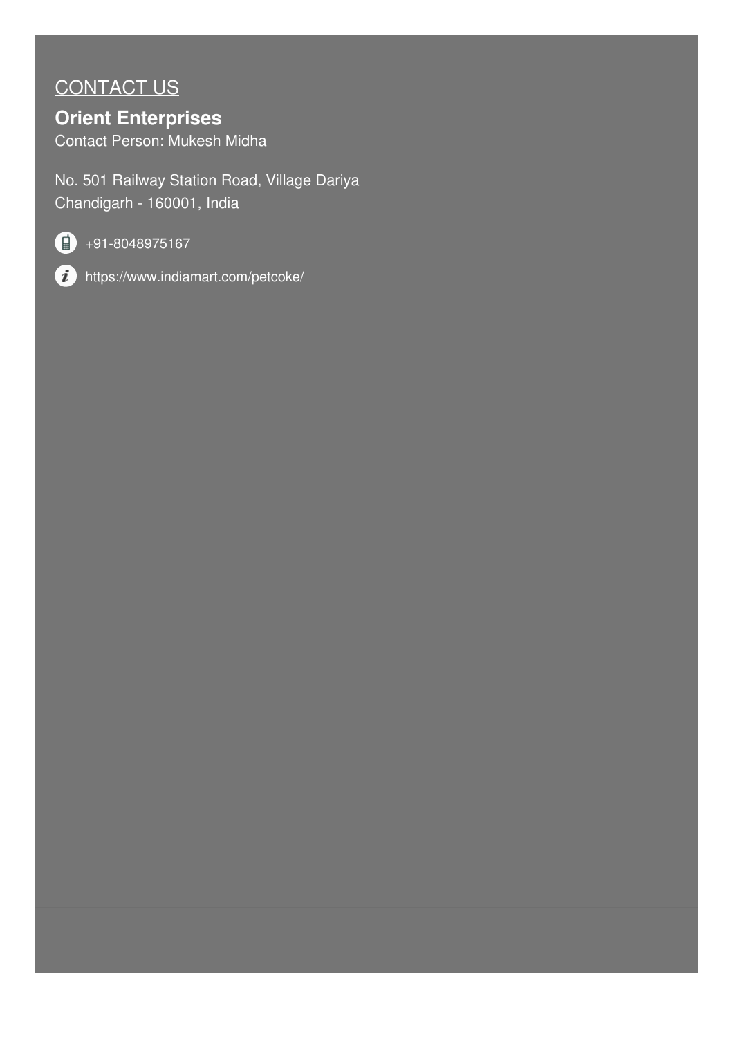## CONTACT US

### Orient Enterprises

Contact Person: Mukesh Midha

No. 501 Railway Station Road, Village Dariya
Chandigarh - 160001, India

+91-8048975167

https://www.indiamart.com/petcoke/